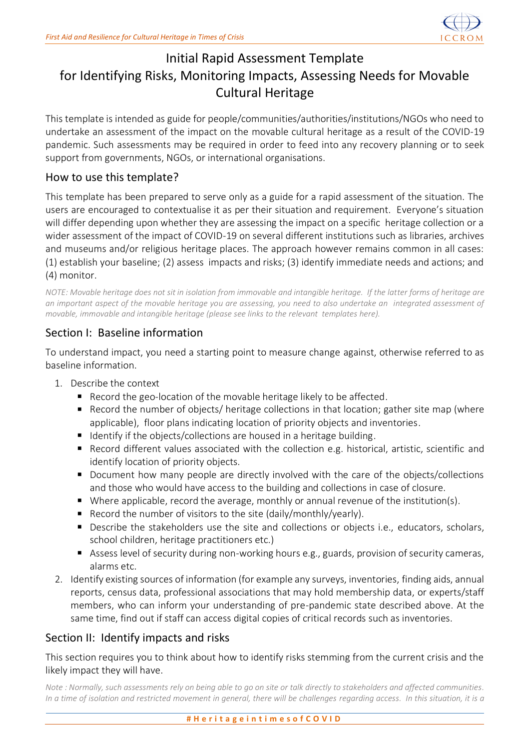# Initial Rapid Assessment Template for Identifying Risks, Monitoring Impacts, Assessing Needs for Movable Cultural Heritage

This template is intended as guide for people/communities/authorities/institutions/NGOs who need to undertake an assessment of the impact on the movable cultural heritage as a result of the COVID-19 pandemic. Such assessments may be required in order to feed into any recovery planning or to seek support from governments, NGOs, or international organisations.

## How to use this template?

This template has been prepared to serve only as a guide for a rapid assessment of the situation. The users are encouraged to contextualise it as per their situation and requirement. Everyone's situation will differ depending upon whether they are assessing the impact on a specific heritage collection or a wider assessment of the impact of COVID-19 on several different institutions such as libraries, archives and museums and/or religious heritage places. The approach however remains common in all cases: (1) establish your baseline; (2) assess impacts and risks; (3) identify immediate needs and actions; and (4) monitor.

*NOTE: Movable heritage does not sit in isolation from immovable and intangible heritage. If the latter forms of heritage are an important aspect of the movable heritage you are assessing, you need to also undertake an integrated assessment of movable, immovable and intangible heritage (please see links to the relevant templates here).*

## Section I: Baseline information

To understand impact, you need a starting point to measure change against, otherwise referred to as baseline information.

1. Describe the context
   - Record the geo-location of the movable heritage likely to be affected.
   - Record the number of objects/ heritage collections in that location; gather site map (where applicable), floor plans indicating location of priority objects and inventories.
   - Identify if the objects/collections are housed in a heritage building.
   - Record different values associated with the collection e.g. historical, artistic, scientific and identify location of priority objects.
   - Document how many people are directly involved with the care of the objects/collections and those who would have access to the building and collections in case of closure.
   - Where applicable, record the average, monthly or annual revenue of the institution(s).
   - Record the number of visitors to the site (daily/monthly/yearly).
   - Describe the stakeholders use the site and collections or objects i.e., educators, scholars, school children, heritage practitioners etc.)
   - Assess level of security during non-working hours e.g., guards, provision of security cameras, alarms etc.
2. Identify existing sources of information (for example any surveys, inventories, finding aids, annual reports, census data, professional associations that may hold membership data, or experts/staff members, who can inform your understanding of pre-pandemic state described above. At the same time, find out if staff can access digital copies of critical records such as inventories.

## Section II: Identify impacts and risks

This section requires you to think about how to identify risks stemming from the current crisis and the likely impact they will have.

*Note : Normally, such assessments rely on being able to go on site or talk directly to stakeholders and affected communities. In a time of isolation and restricted movement in general, there will be challenges regarding access. In this situation, it is a*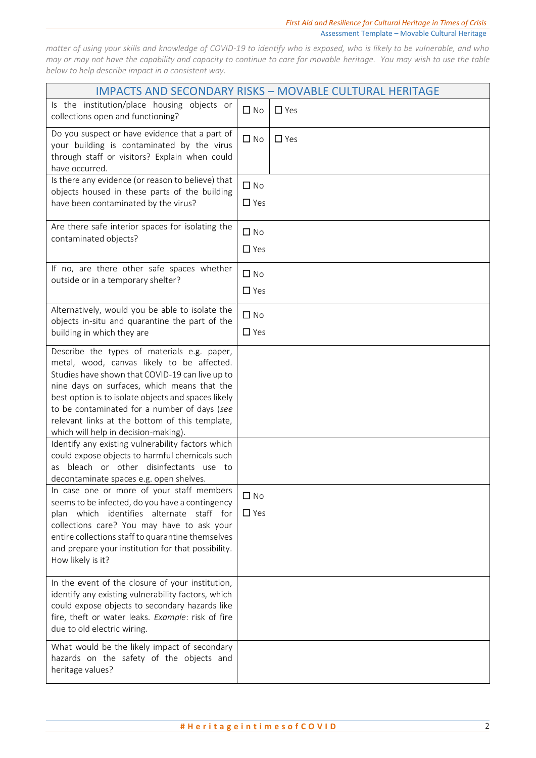*matter of using your skills and knowledge of COVID-19 to identify who is exposed, who is likely to be vulnerable, and who may or may not have the capability and capacity to continue to care for movable heritage. You may wish to use the table below to help describe impact in a consistent way.*

| IMPACTS AND SECONDARY RISKS – MOVABLE CULTURAL HERITAGE | | |
|---|---|---|
| Is the institution/place housing objects or collections open and functioning? | ☐ No | ☐ Yes |
| Do you suspect or have evidence that a part of your building is contaminated by the virus through staff or visitors? Explain when could have occurred. | ☐ No | ☐ Yes |
| Is there any evidence (or reason to believe) that objects housed in these parts of the building have been contaminated by the virus? | ☐ No<br>☐ Yes | |
| Are there safe interior spaces for isolating the contaminated objects? | ☐ No<br>☐ Yes | |
| If no, are there other safe spaces whether outside or in a temporary shelter? | ☐ No<br>☐ Yes | |
| Alternatively, would you be able to isolate the objects in-situ and quarantine the part of the building in which they are | ☐ No<br>☐ Yes | |
| Describe the types of materials e.g. paper, metal, wood, canvas likely to be affected. Studies have shown that COVID-19 can live up to nine days on surfaces, which means that the best option is to isolate objects and spaces likely to be contaminated for a number of days (*see* relevant links at the bottom of this template, which will help in decision-making). | | |
| Identify any existing vulnerability factors which could expose objects to harmful chemicals such as bleach or other disinfectants use to decontaminate spaces e.g. open shelves. | | |
| In case one or more of your staff members seems to be infected, do you have a contingency plan which identifies alternate staff for collections care? You may have to ask your entire collections staff to quarantine themselves and prepare your institution for that possibility. How likely is it? | ☐ No<br>☐ Yes | |
| In the event of the closure of your institution, identify any existing vulnerability factors, which could expose objects to secondary hazards like fire, theft or water leaks. *Example*: risk of fire due to old electric wiring. | | |
| What would be the likely impact of secondary hazards on the safety of the objects and heritage values? | | |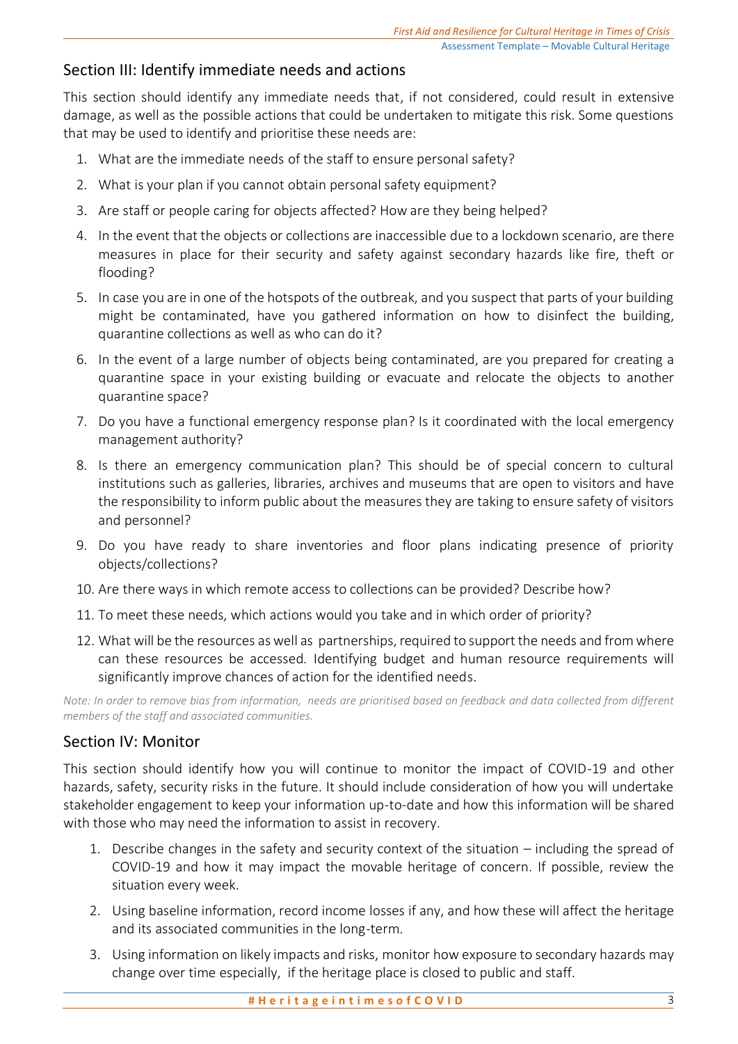## Section III: Identify immediate needs and actions

This section should identify any immediate needs that, if not considered, could result in extensive damage, as well as the possible actions that could be undertaken to mitigate this risk. Some questions that may be used to identify and prioritise these needs are:

1. What are the immediate needs of the staff to ensure personal safety?
2. What is your plan if you cannot obtain personal safety equipment?
3. Are staff or people caring for objects affected? How are they being helped?
4. In the event that the objects or collections are inaccessible due to a lockdown scenario, are there measures in place for their security and safety against secondary hazards like fire, theft or flooding?
5. In case you are in one of the hotspots of the outbreak, and you suspect that parts of your building might be contaminated, have you gathered information on how to disinfect the building, quarantine collections as well as who can do it?
6. In the event of a large number of objects being contaminated, are you prepared for creating a quarantine space in your existing building or evacuate and relocate the objects to another quarantine space?
7. Do you have a functional emergency response plan? Is it coordinated with the local emergency management authority?
8. Is there an emergency communication plan? This should be of special concern to cultural institutions such as galleries, libraries, archives and museums that are open to visitors and have the responsibility to inform public about the measures they are taking to ensure safety of visitors and personnel?
9. Do you have ready to share inventories and floor plans indicating presence of priority objects/collections?
10. Are there ways in which remote access to collections can be provided? Describe how?
11. To meet these needs, which actions would you take and in which order of priority?
12. What will be the resources as well as partnerships, required to support the needs and from where can these resources be accessed. Identifying budget and human resource requirements will significantly improve chances of action for the identified needs.

*Note: In order to remove bias from information, needs are prioritised based on feedback and data collected from different members of the staff and associated communities.*

## Section IV: Monitor

This section should identify how you will continue to monitor the impact of COVID-19 and other hazards, safety, security risks in the future. It should include consideration of how you will undertake stakeholder engagement to keep your information up-to-date and how this information will be shared with those who may need the information to assist in recovery.

1. Describe changes in the safety and security context of the situation – including the spread of COVID-19 and how it may impact the movable heritage of concern. If possible, review the situation every week.
2. Using baseline information, record income losses if any, and how these will affect the heritage and its associated communities in the long-term.
3. Using information on likely impacts and risks, monitor how exposure to secondary hazards may change over time especially, if the heritage place is closed to public and staff.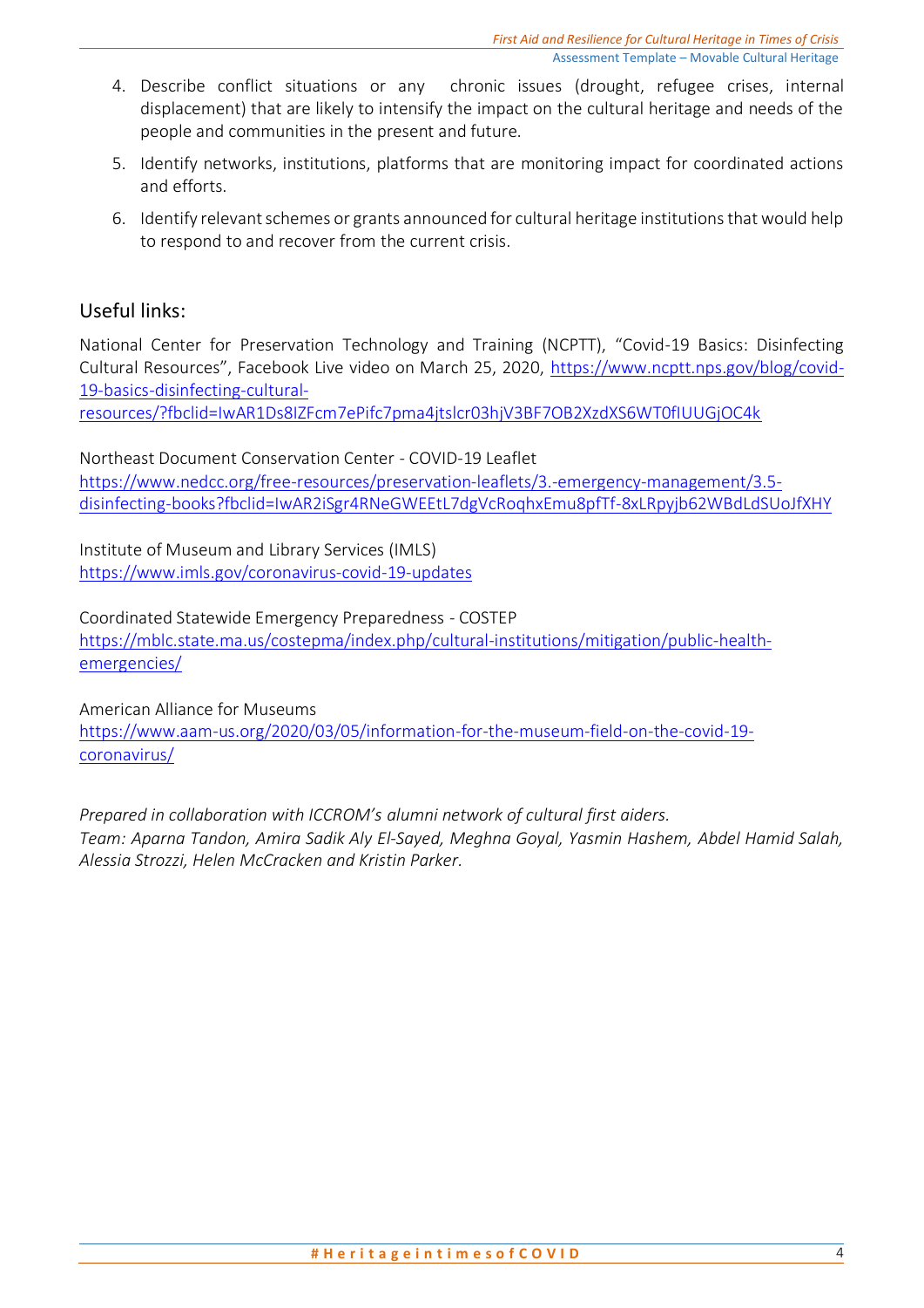4. Describe conflict situations or any chronic issues (drought, refugee crises, internal displacement) that are likely to intensify the impact on the cultural heritage and needs of the people and communities in the present and future.
5. Identify networks, institutions, platforms that are monitoring impact for coordinated actions and efforts.
6. Identify relevant schemes or grants announced for cultural heritage institutions that would help to respond to and recover from the current crisis.

## Useful links:

National Center for Preservation Technology and Training (NCPTT), "Covid-19 Basics: Disinfecting Cultural Resources", Facebook Live video on March 25, 2020, https://www.ncptt.nps.gov/blog/covid-19-basics-disinfecting-cultural-resources/?fbclid=IwAR1Ds8IZFcm7ePifc7pma4jtslcr03hjV3BF7OB2XzdXS6WT0fIUUGjOC4k

Northeast Document Conservation Center - COVID-19 Leaflet
https://www.nedcc.org/free-resources/preservation-leaflets/3.-emergency-management/3.5-disinfecting-books?fbclid=IwAR2iSgr4RNeGWEEtL7dgVcRoqhxEmu8pfTf-8xLRpyjb62WBdLdSUoJfXHY

Institute of Museum and Library Services (IMLS)
https://www.imls.gov/coronavirus-covid-19-updates

Coordinated Statewide Emergency Preparedness - COSTEP
https://mblc.state.ma.us/costepma/index.php/cultural-institutions/mitigation/public-health-emergencies/

American Alliance for Museums
https://www.aam-us.org/2020/03/05/information-for-the-museum-field-on-the-covid-19-coronavirus/

*Prepared in collaboration with ICCROM's alumni network of cultural first aiders.*
*Team: Aparna Tandon, Amira Sadik Aly El-Sayed, Meghna Goyal, Yasmin Hashem, Abdel Hamid Salah, Alessia Strozzi, Helen McCracken and Kristin Parker.*